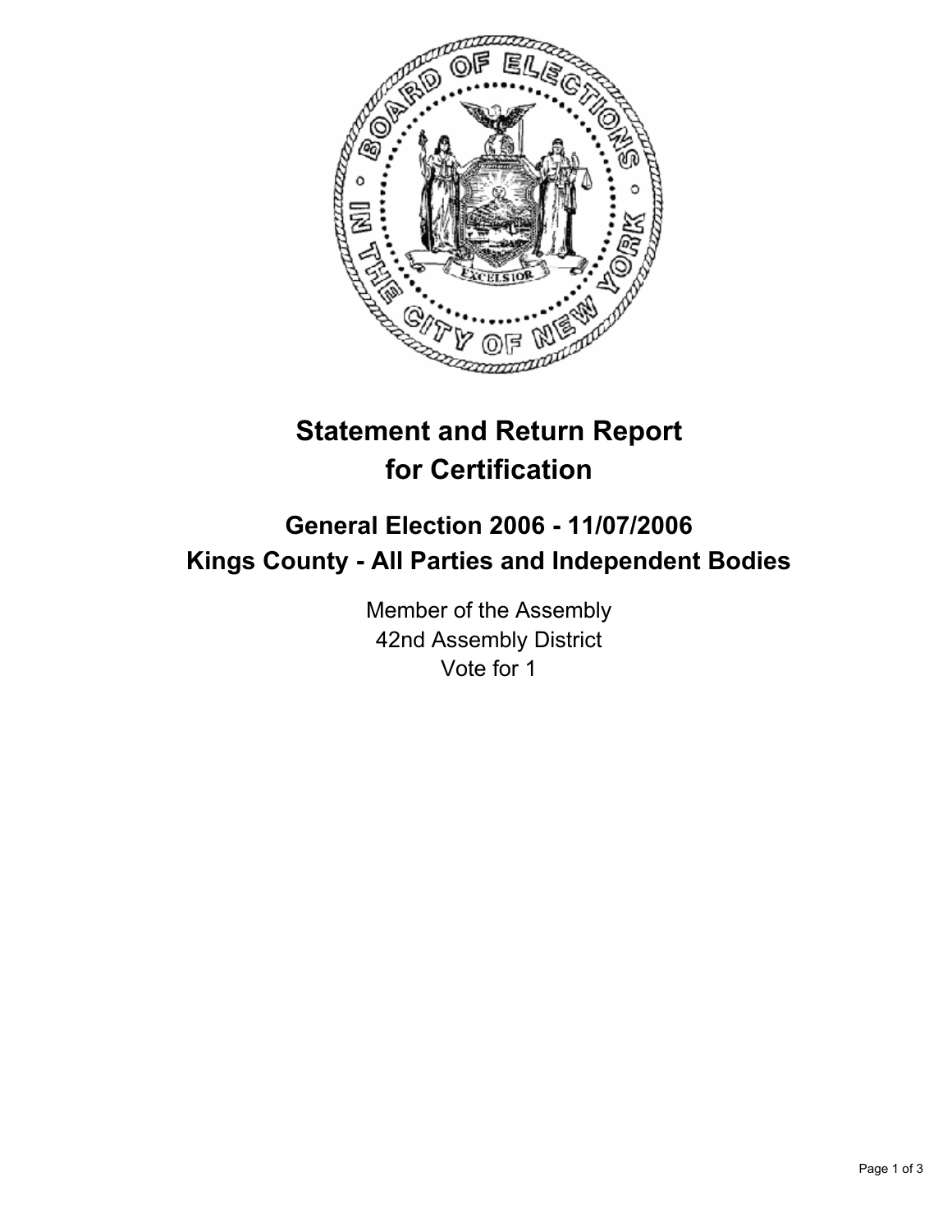# Statement and Return Report for Certification

## General Election 2006 - 11/07/2006

## Kings County - All Parties and Independent Bodies

Member of the Assembly
42nd Assembly District
Vote for 1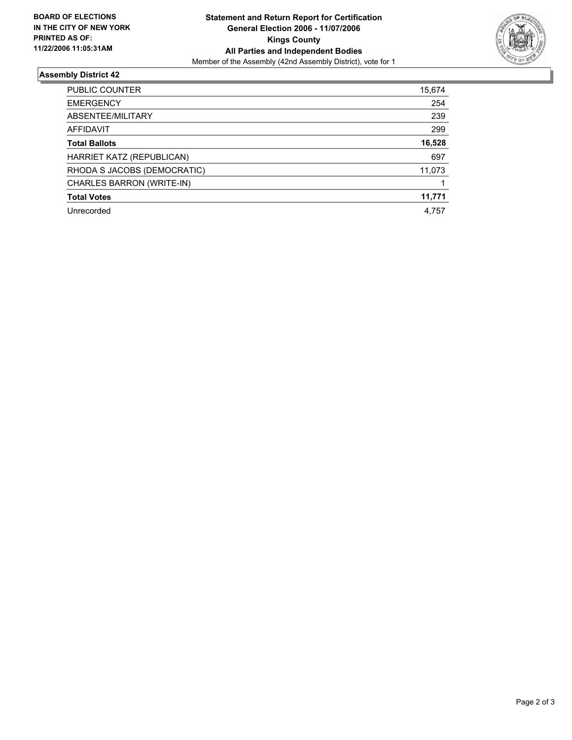**BOARD OF ELECTIONS IN THE CITY OF NEW YORK PRINTED AS OF: 11/22/2006 11:05:31AM**

# Statement and Return Report for Certification
## General Election 2006 - 11/07/2006
## Kings County
## All Parties and Independent Bodies

Member of the Assembly (42nd Assembly District), vote for 1

### Assembly District 42

| | |
|---|---|
| PUBLIC COUNTER | 15,674 |
| EMERGENCY | 254 |
| ABSENTEE/MILITARY | 239 |
| AFFIDAVIT | 299 |
| **Total Ballots** | **16,528** |
| HARRIET KATZ (REPUBLICAN) | 697 |
| RHODA S JACOBS (DEMOCRATIC) | 11,073 |
| CHARLES BARRON (WRITE-IN) | 1 |
| **Total Votes** | **11,771** |
| Unrecorded | 4,757 |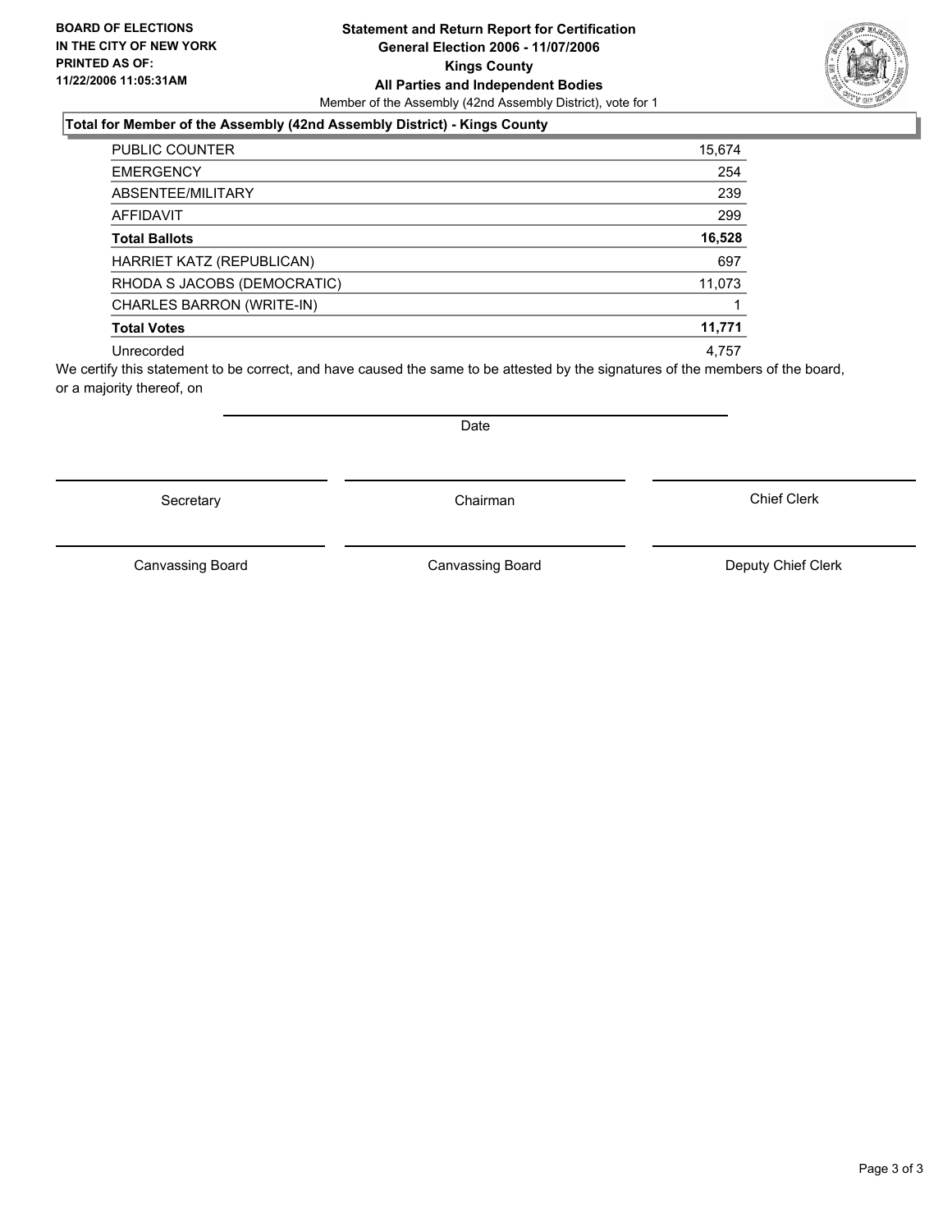**BOARD OF ELECTIONS IN THE CITY OF NEW YORK PRINTED AS OF: 11/22/2006 11:05:31AM**

**Statement and Return Report for Certification**
**General Election 2006 - 11/07/2006**
**Kings County**
**All Parties and Independent Bodies**
Member of the Assembly (42nd Assembly District), vote for 1

**Total for Member of the Assembly (42nd Assembly District) - Kings County**

| | |
|---|---|
| PUBLIC COUNTER | 15,674 |
| EMERGENCY | 254 |
| ABSENTEE/MILITARY | 239 |
| AFFIDAVIT | 299 |
| **Total Ballots** | **16,528** |
| HARRIET KATZ (REPUBLICAN) | 697 |
| RHODA S JACOBS (DEMOCRATIC) | 11,073 |
| CHARLES BARRON (WRITE-IN) | 1 |
| **Total Votes** | **11,771** |
| Unrecorded | 4,757 |

We certify this statement to be correct, and have caused the same to be attested by the signatures of the members of the board, or a majority thereof, on

Date

Secretary | Chairman | Chief Clerk

Canvassing Board | Canvassing Board | Deputy Chief Clerk